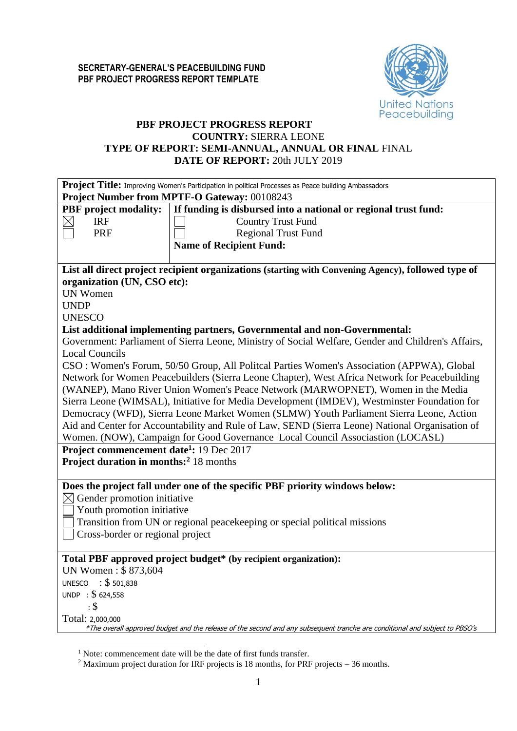**SECRETARY-GENERAL'S PEACEBUILDING FUND**
**PBF PROJECT PROGRESS REPORT TEMPLATE**

United Nations Peacebuilding

# PBF PROJECT PROGRESS REPORT

**COUNTRY:** SIERRA LEONE
**TYPE OF REPORT: SEMI-ANNUAL, ANNUAL OR FINAL** FINAL
**DATE OF REPORT:** 20th JULY 2019

**Project Title:** Improving Women's Participation in political Processes as Peace building Ambassadors
**Project Number from MPTF-O Gateway:** 00108243

| **PBF project modality:** | **If funding is disbursed into a national or regional trust fund:** |
|---|---|
| ☒ IRF | ☐ Country Trust Fund |
| ☐ PRF | ☐ Regional Trust Fund |
| | **Name of Recipient Fund:** |

**List all direct project recipient organizations (starting with Convening Agency), followed type of organization (UN, CSO etc):**
UN Women
UNDP
UNESCO

**List additional implementing partners, Governmental and non-Governmental:**
Government: Parliament of Sierra Leone, Ministry of Social Welfare, Gender and Children's Affairs, Local Councils
CSO : Women's Forum, 50/50 Group, All Politcal Parties Women's Association (APPWA), Global Network for Women Peacebuilders (Sierra Leone Chapter), West Africa Network for Peacebuilding (WANEP), Mano River Union Women's Peace Network (MARWOPNET), Women in the Media Sierra Leone (WIMSAL), Initiative for Media Development (IMDEV), Westminster Foundation for Democracy (WFD), Sierra Leone Market Women (SLMW) Youth Parliament Sierra Leone, Action Aid and Center for Accountability and Rule of Law, SEND (Sierra Leone) National Organisation of Women. (NOW), Campaign for Good Governance Local Council Associastion (LOCASL)

**Project commencement date[1]:** 19 Dec 2017
**Project duration in months:[2]** 18 months

**Does the project fall under one of the specific PBF priority windows below:**
☒ Gender promotion initiative
☐ Youth promotion initiative
☐ Transition from UN or regional peacekeeping or special political missions
☐ Cross-border or regional project

**Total PBF approved project budget\* (by recipient organization):**
UN Women : $ 873,604
UNESCO : $ 501,838
UNDP : $ 624,558
: $
Total: 2,000,000

*\*The overall approved budget and the release of the second and any subsequent tranche are conditional and subject to PBSO's*

[1] Note: commencement date will be the date of first funds transfer.
[2] Maximum project duration for IRF projects is 18 months, for PRF projects – 36 months.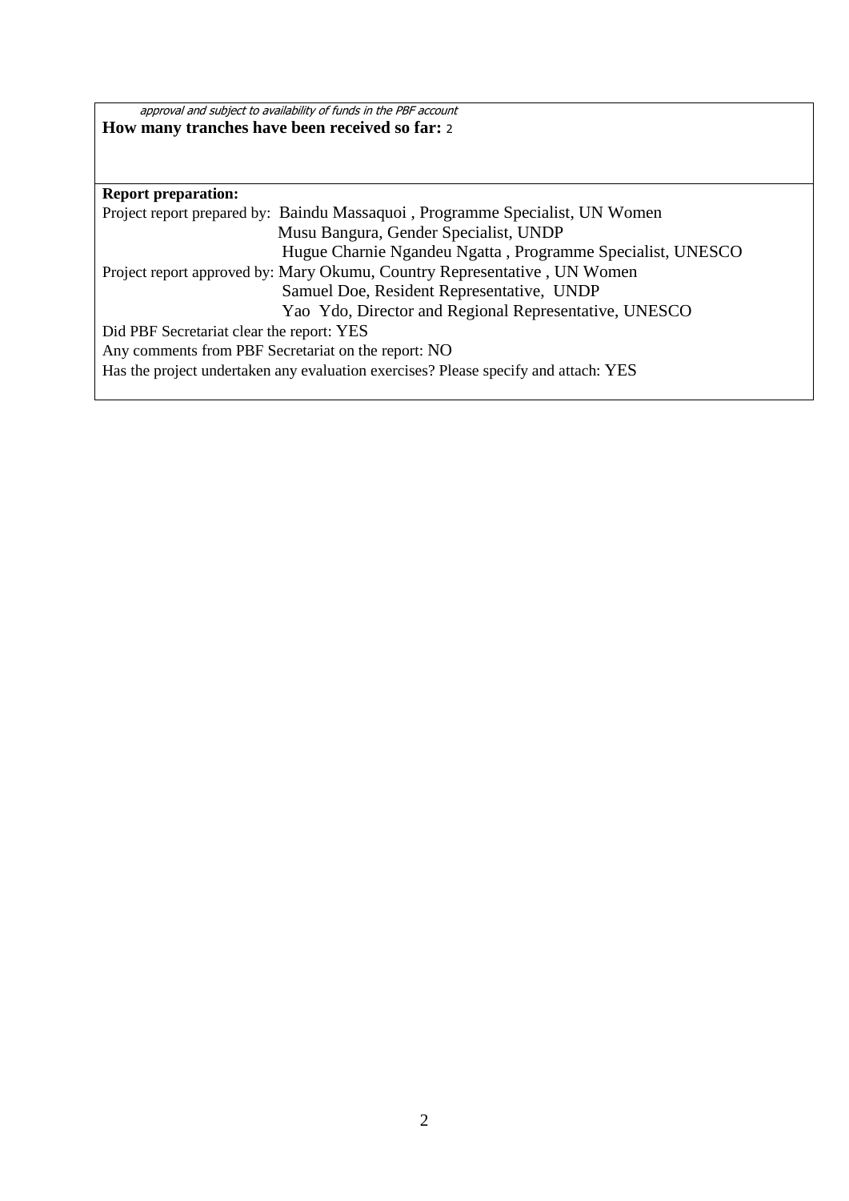*approval and subject to availability of funds in the PBF account*

**How many tranches have been received so far:** 2

**Report preparation:**

Project report prepared by: Baindu Massaquoi , Programme Specialist, UN Women
Musu Bangura, Gender Specialist, UNDP
Hugue Charnie Ngandeu Ngatta , Programme Specialist, UNESCO

Project report approved by: Mary Okumu, Country Representative , UN Women
Samuel Doe, Resident Representative, UNDP
Yao Ydo, Director and Regional Representative, UNESCO

Did PBF Secretariat clear the report: YES

Any comments from PBF Secretariat on the report: NO

Has the project undertaken any evaluation exercises? Please specify and attach: YES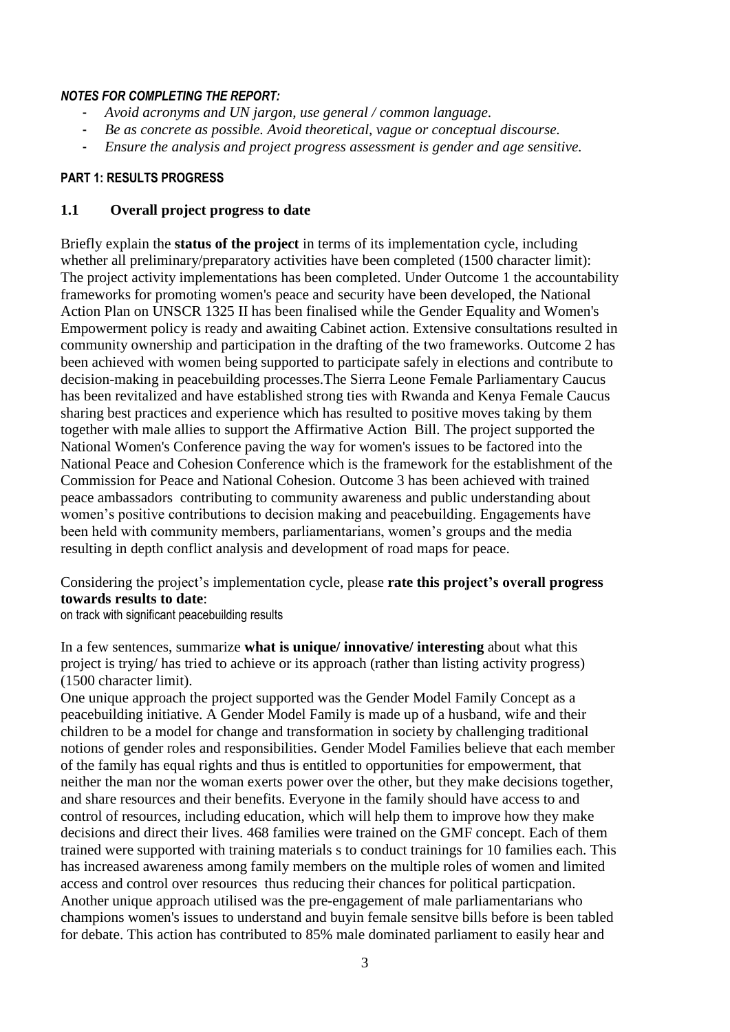***NOTES FOR COMPLETING THE REPORT:***

- *Avoid acronyms and UN jargon, use general / common language.*
- *Be as concrete as possible. Avoid theoretical, vague or conceptual discourse.*
- *Ensure the analysis and project progress assessment is gender and age sensitive.*

**PART 1: RESULTS PROGRESS**

## 1.1 Overall project progress to date

Briefly explain the **status of the project** in terms of its implementation cycle, including whether all preliminary/preparatory activities have been completed (1500 character limit):
The project activity implementations has been completed. Under Outcome 1 the accountability frameworks for promoting women's peace and security have been developed, the National Action Plan on UNSCR 1325 II has been finalised while the Gender Equality and Women's Empowerment policy is ready and awaiting Cabinet action. Extensive consultations resulted in community ownership and participation in the drafting of the two frameworks. Outcome 2 has been achieved with women being supported to participate safely in elections and contribute to decision-making in peacebuilding processes.The Sierra Leone Female Parliamentary Caucus has been revitalized and have established strong ties with Rwanda and Kenya Female Caucus sharing best practices and experience which has resulted to positive moves taking by them together with male allies to support the Affirmative Action Bill. The project supported the National Women's Conference paving the way for women's issues to be factored into the National Peace and Cohesion Conference which is the framework for the establishment of the Commission for Peace and National Cohesion. Outcome 3 has been achieved with trained peace ambassadors contributing to community awareness and public understanding about women's positive contributions to decision making and peacebuilding. Engagements have been held with community members, parliamentarians, women's groups and the media resulting in depth conflict analysis and development of road maps for peace.

Considering the project's implementation cycle, please **rate this project's overall progress towards results to date**:
on track with significant peacebuilding results

In a few sentences, summarize **what is unique/ innovative/ interesting** about what this project is trying/ has tried to achieve or its approach (rather than listing activity progress) (1500 character limit).
One unique approach the project supported was the Gender Model Family Concept as a peacebuilding initiative. A Gender Model Family is made up of a husband, wife and their children to be a model for change and transformation in society by challenging traditional notions of gender roles and responsibilities. Gender Model Families believe that each member of the family has equal rights and thus is entitled to opportunities for empowerment, that neither the man nor the woman exerts power over the other, but they make decisions together, and share resources and their benefits. Everyone in the family should have access to and control of resources, including education, which will help them to improve how they make decisions and direct their lives. 468 families were trained on the GMF concept. Each of them trained were supported with training materials s to conduct trainings for 10 families each. This has increased awareness among family members on the multiple roles of women and limited access and control over resources thus reducing their chances for political particpation. Another unique approach utilised was the pre-engagement of male parliamentarians who champions women's issues to understand and buyin female sensitve bills before is been tabled for debate. This action has contributed to 85% male dominated parliament to easily hear and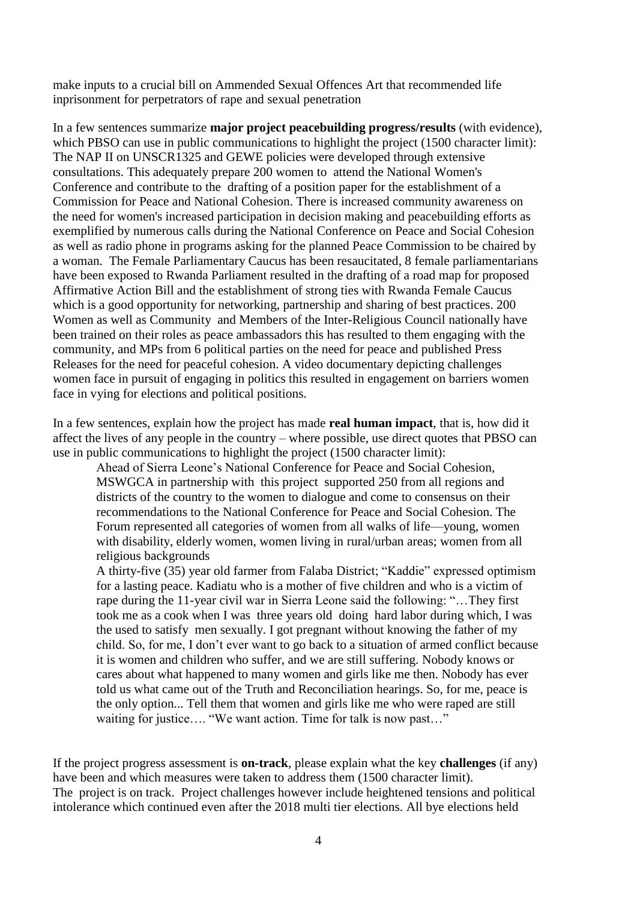make inputs to a crucial bill on Ammended Sexual Offences Art that recommended life inprisonment for perpetrators of rape and sexual penetration

In a few sentences summarize **major project peacebuilding progress/results** (with evidence), which PBSO can use in public communications to highlight the project (1500 character limit):
The NAP II on UNSCR1325 and GEWE policies were developed through extensive consultations. This adequately prepare 200 women to attend the National Women's Conference and contribute to the drafting of a position paper for the establishment of a Commission for Peace and National Cohesion. There is increased community awareness on the need for women's increased participation in decision making and peacebuilding efforts as exemplified by numerous calls during the National Conference on Peace and Social Cohesion as well as radio phone in programs asking for the planned Peace Commission to be chaired by a woman. The Female Parliamentary Caucus has been resaucitated, 8 female parliamentarians have been exposed to Rwanda Parliament resulted in the drafting of a road map for proposed Affirmative Action Bill and the establishment of strong ties with Rwanda Female Caucus which is a good opportunity for networking, partnership and sharing of best practices. 200 Women as well as Community and Members of the Inter-Religious Council nationally have been trained on their roles as peace ambassadors this has resulted to them engaging with the community, and MPs from 6 political parties on the need for peace and published Press Releases for the need for peaceful cohesion. A video documentary depicting challenges women face in pursuit of engaging in politics this resulted in engagement on barriers women face in vying for elections and political positions.

In a few sentences, explain how the project has made **real human impact**, that is, how did it affect the lives of any people in the country – where possible, use direct quotes that PBSO can use in public communications to highlight the project (1500 character limit):

> Ahead of Sierra Leone's National Conference for Peace and Social Cohesion, MSWGCA in partnership with this project supported 250 from all regions and districts of the country to the women to dialogue and come to consensus on their recommendations to the National Conference for Peace and Social Cohesion. The Forum represented all categories of women from all walks of life—young, women with disability, elderly women, women living in rural/urban areas; women from all religious backgrounds
>
> A thirty-five (35) year old farmer from Falaba District; "Kaddie" expressed optimism for a lasting peace. Kadiatu who is a mother of five children and who is a victim of rape during the 11-year civil war in Sierra Leone said the following: "…They first took me as a cook when I was three years old doing hard labor during which, I was the used to satisfy men sexually. I got pregnant without knowing the father of my child. So, for me, I don't ever want to go back to a situation of armed conflict because it is women and children who suffer, and we are still suffering. Nobody knows or cares about what happened to many women and girls like me then. Nobody has ever told us what came out of the Truth and Reconciliation hearings. So, for me, peace is the only option... Tell them that women and girls like me who were raped are still waiting for justice…. "We want action. Time for talk is now past…"

If the project progress assessment is **on-track**, please explain what the key **challenges** (if any) have been and which measures were taken to address them (1500 character limit).
The project is on track. Project challenges however include heightened tensions and political intolerance which continued even after the 2018 multi tier elections. All bye elections held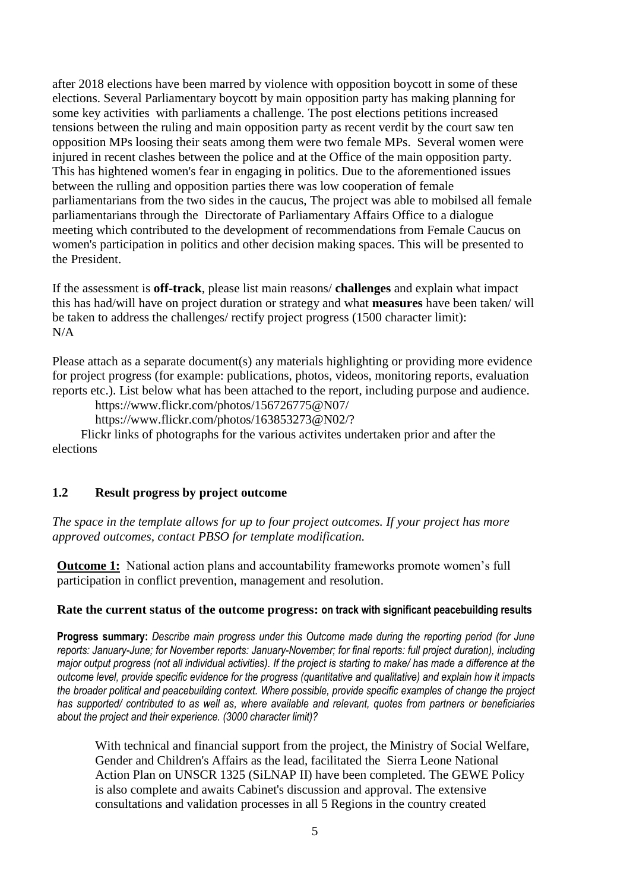after 2018 elections have been marred by violence with opposition boycott in some of these elections. Several Parliamentary boycott by main opposition party has making planning for some key activities with parliaments a challenge. The post elections petitions increased tensions between the ruling and main opposition party as recent verdit by the court saw ten opposition MPs loosing their seats among them were two female MPs. Several women were injured in recent clashes between the police and at the Office of the main opposition party. This has hightened women's fear in engaging in politics. Due to the aforementioned issues between the rulling and opposition parties there was low cooperation of female parliamentarians from the two sides in the caucus, The project was able to mobilsed all female parliamentarians through the Directorate of Parliamentary Affairs Office to a dialogue meeting which contributed to the development of recommendations from Female Caucus on women's participation in politics and other decision making spaces. This will be presented to the President.

If the assessment is **off-track**, please list main reasons/ **challenges** and explain what impact this has had/will have on project duration or strategy and what **measures** have been taken/ will be taken to address the challenges/ rectify project progress (1500 character limit):
N/A

Please attach as a separate document(s) any materials highlighting or providing more evidence for project progress (for example: publications, photos, videos, monitoring reports, evaluation reports etc.). List below what has been attached to the report, including purpose and audience.

https://www.flickr.com/photos/156726775@N07/
https://www.flickr.com/photos/163853273@N02/?

Flickr links of photographs for the various activites undertaken prior and after the elections

### 1.2 Result progress by project outcome

*The space in the template allows for up to four project outcomes. If your project has more approved outcomes, contact PBSO for template modification.*

**Outcome 1:** National action plans and accountability frameworks promote women's full participation in conflict prevention, management and resolution.

**Rate the current status of the outcome progress: on track with significant peacebuilding results**

**Progress summary:** *Describe main progress under this Outcome made during the reporting period (for June reports: January-June; for November reports: January-November; for final reports: full project duration), including major output progress (not all individual activities). If the project is starting to make/ has made a difference at the outcome level, provide specific evidence for the progress (quantitative and qualitative) and explain how it impacts the broader political and peacebuilding context. Where possible, provide specific examples of change the project has supported/ contributed to as well as, where available and relevant, quotes from partners or beneficiaries about the project and their experience. (3000 character limit)?*

With technical and financial support from the project, the Ministry of Social Welfare, Gender and Children's Affairs as the lead, facilitated the Sierra Leone National Action Plan on UNSCR 1325 (SiLNAP II) have been completed. The GEWE Policy is also complete and awaits Cabinet's discussion and approval. The extensive consultations and validation processes in all 5 Regions in the country created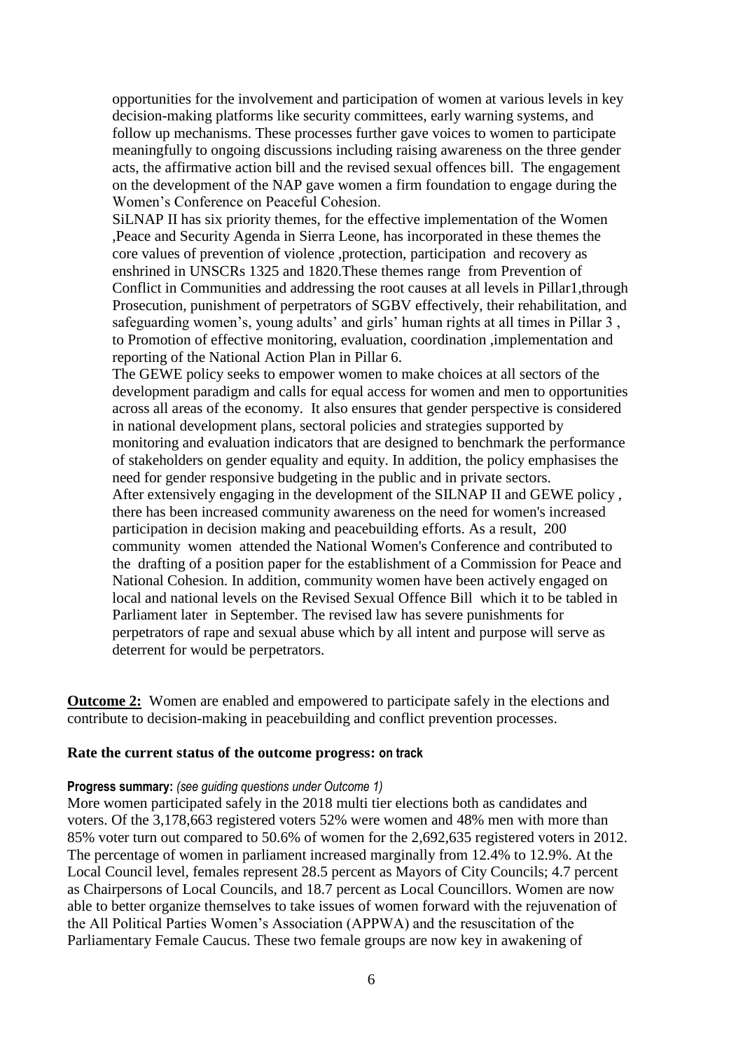opportunities for the involvement and participation of women at various levels in key decision-making platforms like security committees, early warning systems, and follow up mechanisms. These processes further gave voices to women to participate meaningfully to ongoing discussions including raising awareness on the three gender acts, the affirmative action bill and the revised sexual offences bill. The engagement on the development of the NAP gave women a firm foundation to engage during the Women's Conference on Peaceful Cohesion.

SiLNAP II has six priority themes, for the effective implementation of the Women ,Peace and Security Agenda in Sierra Leone, has incorporated in these themes the core values of prevention of violence ,protection, participation and recovery as enshrined in UNSCRs 1325 and 1820.These themes range from Prevention of Conflict in Communities and addressing the root causes at all levels in Pillar1,through Prosecution, punishment of perpetrators of SGBV effectively, their rehabilitation, and safeguarding women's, young adults' and girls' human rights at all times in Pillar 3 , to Promotion of effective monitoring, evaluation, coordination ,implementation and reporting of the National Action Plan in Pillar 6.

The GEWE policy seeks to empower women to make choices at all sectors of the development paradigm and calls for equal access for women and men to opportunities across all areas of the economy. It also ensures that gender perspective is considered in national development plans, sectoral policies and strategies supported by monitoring and evaluation indicators that are designed to benchmark the performance of stakeholders on gender equality and equity. In addition, the policy emphasises the need for gender responsive budgeting in the public and in private sectors.

After extensively engaging in the development of the SILNAP II and GEWE policy , there has been increased community awareness on the need for women's increased participation in decision making and peacebuilding efforts. As a result, 200 community women attended the National Women's Conference and contributed to the drafting of a position paper for the establishment of a Commission for Peace and National Cohesion. In addition, community women have been actively engaged on local and national levels on the Revised Sexual Offence Bill which it to be tabled in Parliament later in September. The revised law has severe punishments for perpetrators of rape and sexual abuse which by all intent and purpose will serve as deterrent for would be perpetrators.

**Outcome 2:** Women are enabled and empowered to participate safely in the elections and contribute to decision-making in peacebuilding and conflict prevention processes.

**Rate the current status of the outcome progress: on track**

**Progress summary:** *(see guiding questions under Outcome 1)*

More women participated safely in the 2018 multi tier elections both as candidates and voters. Of the 3,178,663 registered voters 52% were women and 48% men with more than 85% voter turn out compared to 50.6% of women for the 2,692,635 registered voters in 2012. The percentage of women in parliament increased marginally from 12.4% to 12.9%. At the Local Council level, females represent 28.5 percent as Mayors of City Councils; 4.7 percent as Chairpersons of Local Councils, and 18.7 percent as Local Councillors. Women are now able to better organize themselves to take issues of women forward with the rejuvenation of the All Political Parties Women's Association (APPWA) and the resuscitation of the Parliamentary Female Caucus. These two female groups are now key in awakening of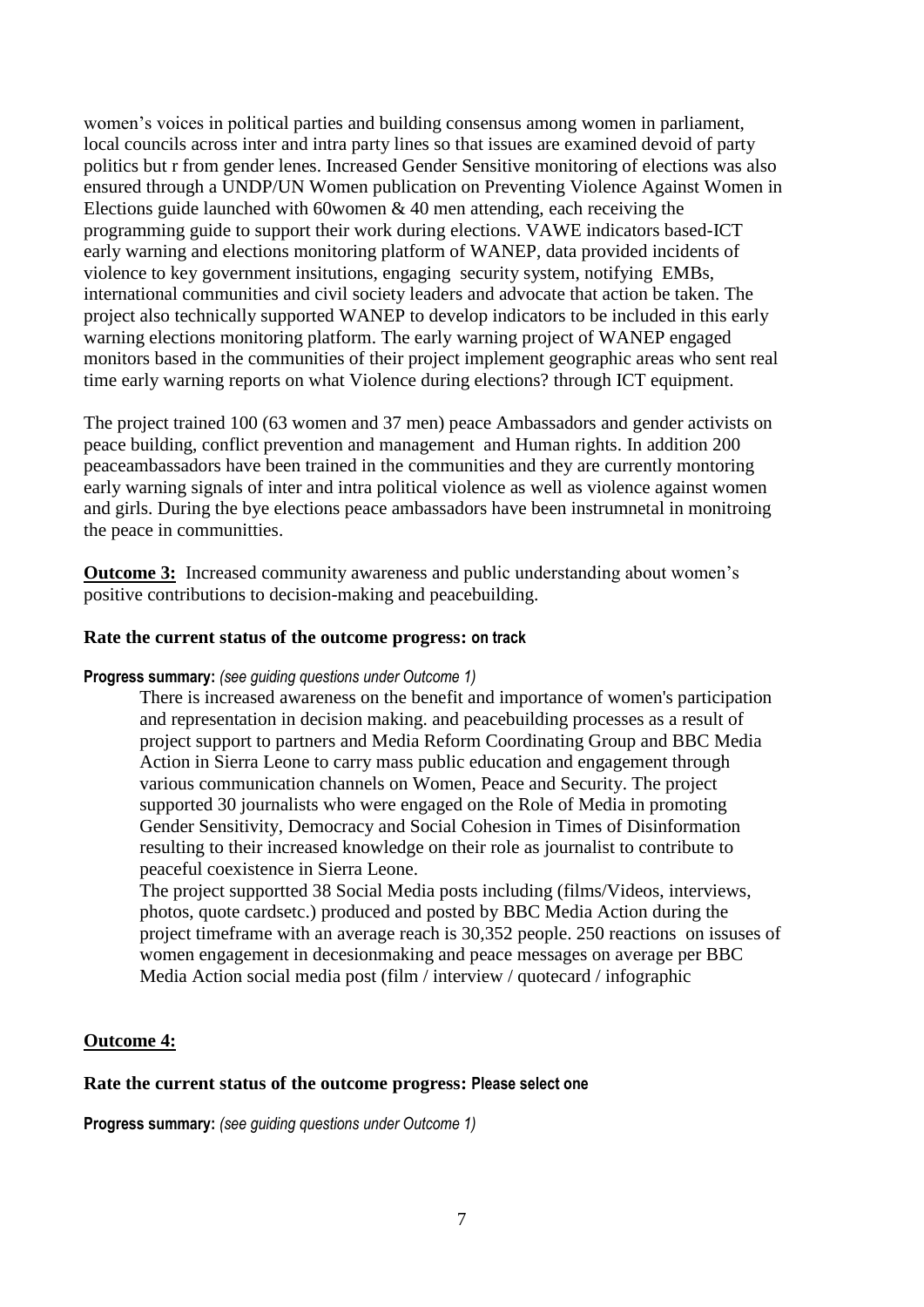women's voices in political parties and building consensus among women in parliament, local councils across inter and intra party lines so that issues are examined devoid of party politics but r from gender lenes. Increased Gender Sensitive monitoring of elections was also ensured through a UNDP/UN Women publication on Preventing Violence Against Women in Elections guide launched with 60women & 40 men attending, each receiving the programming guide to support their work during elections. VAWE indicators based-ICT early warning and elections monitoring platform of WANEP, data provided incidents of violence to key government insitutions, engaging security system, notifying EMBs, international communities and civil society leaders and advocate that action be taken. The project also technically supported WANEP to develop indicators to be included in this early warning elections monitoring platform. The early warning project of WANEP engaged monitors based in the communities of their project implement geographic areas who sent real time early warning reports on what Violence during elections? through ICT equipment.

The project trained 100 (63 women and 37 men) peace Ambassadors and gender activists on peace building, conflict prevention and management and Human rights. In addition 200 peaceambassadors have been trained in the communities and they are currently montoring early warning signals of inter and intra political violence as well as violence against women and girls. During the bye elections peace ambassadors have been instrumnetal in monitroing the peace in communitties.

**<u>Outcome 3:</u>** Increased community awareness and public understanding about women's positive contributions to decision-making and peacebuilding.

**Rate the current status of the outcome progress: on track**

**Progress summary:** *(see guiding questions under Outcome 1)*

There is increased awareness on the benefit and importance of women's participation and representation in decision making. and peacebuilding processes as a result of project support to partners and Media Reform Coordinating Group and BBC Media Action in Sierra Leone to carry mass public education and engagement through various communication channels on Women, Peace and Security. The project supported 30 journalists who were engaged on the Role of Media in promoting Gender Sensitivity, Democracy and Social Cohesion in Times of Disinformation resulting to their increased knowledge on their role as journalist to contribute to peaceful coexistence in Sierra Leone.

The project supportted 38 Social Media posts including (films/Videos, interviews, photos, quote cardsetc.) produced and posted by BBC Media Action during the project timeframe with an average reach is 30,352 people. 250 reactions on issuses of women engagement in decesionmaking and peace messages on average per BBC Media Action social media post (film / interview / quotecard / infographic

**<u>Outcome 4:</u>**

**Rate the current status of the outcome progress: Please select one**

**Progress summary:** *(see guiding questions under Outcome 1)*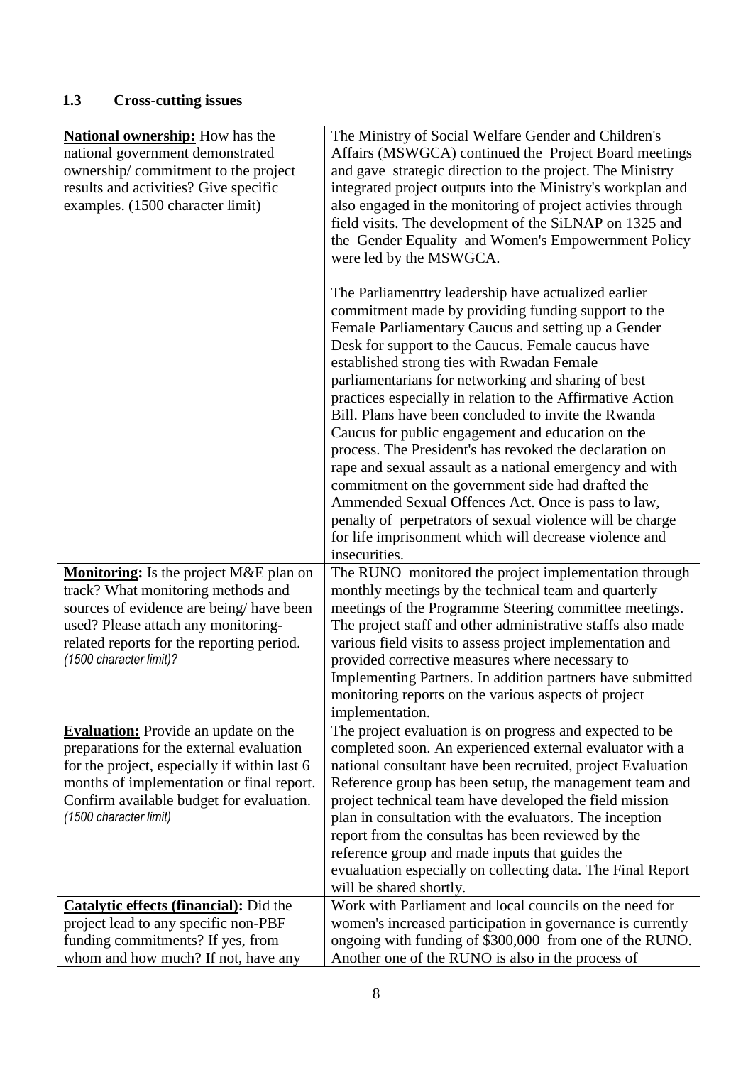### 1.3 Cross-cutting issues

| | |
|---|---|
| **National ownership:** How has the national government demonstrated ownership/ commitment to the project results and activities? Give specific examples. (1500 character limit) | The Ministry of Social Welfare Gender and Children's Affairs (MSWGCA) continued the Project Board meetings and gave strategic direction to the project. The Ministry integrated project outputs into the Ministry's workplan and also engaged in the monitoring of project activies through field visits. The development of the SiLNAP on 1325 and the Gender Equality and Women's Empowernment Policy were led by the MSWGCA.<br><br>The Parliamenttry leadership have actualized earlier commitment made by providing funding support to the Female Parliamentary Caucus and setting up a Gender Desk for support to the Caucus. Female caucus have established strong ties with Rwadan Female parliamentarians for networking and sharing of best practices especially in relation to the Affirmative Action Bill. Plans have been concluded to invite the Rwanda Caucus for public engagement and education on the process. The President's has revoked the declaration on rape and sexual assault as a national emergency and with commitment on the government side had drafted the Ammended Sexual Offences Act. Once is pass to law, penalty of perpetrators of sexual violence will be charge for life imprisonment which will decrease violence and insecurities. |
| **Monitoring:** Is the project M&E plan on track? What monitoring methods and sources of evidence are being/ have been used? Please attach any monitoring-related reports for the reporting period. *(1500 character limit)?* | The RUNO monitored the project implementation through monthly meetings by the technical team and quarterly meetings of the Programme Steering committee meetings. The project staff and other administrative staffs also made various field visits to assess project implementation and provided corrective measures where necessary to Implementing Partners. In addition partners have submitted monitoring reports on the various aspects of project implementation. |
| **Evaluation:** Provide an update on the preparations for the external evaluation for the project, especially if within last 6 months of implementation or final report. Confirm available budget for evaluation. *(1500 character limit)* | The project evaluation is on progress and expected to be completed soon. An experienced external evaluator with a national consultant have been recruited, project Evaluation Reference group has been setup, the management team and project technical team have developed the field mission plan in consultation with the evaluators. The inception report from the consultas has been reviewed by the reference group and made inputs that guides the evualuation especially on collecting data. The Final Report will be shared shortly. |
| **Catalytic effects (financial):** Did the project lead to any specific non-PBF funding commitments? If yes, from whom and how much? If not, have any | Work with Parliament and local councils on the need for women's increased participation in governance is currently ongoing with funding of $300,000 from one of the RUNO. Another one of the RUNO is also in the process of |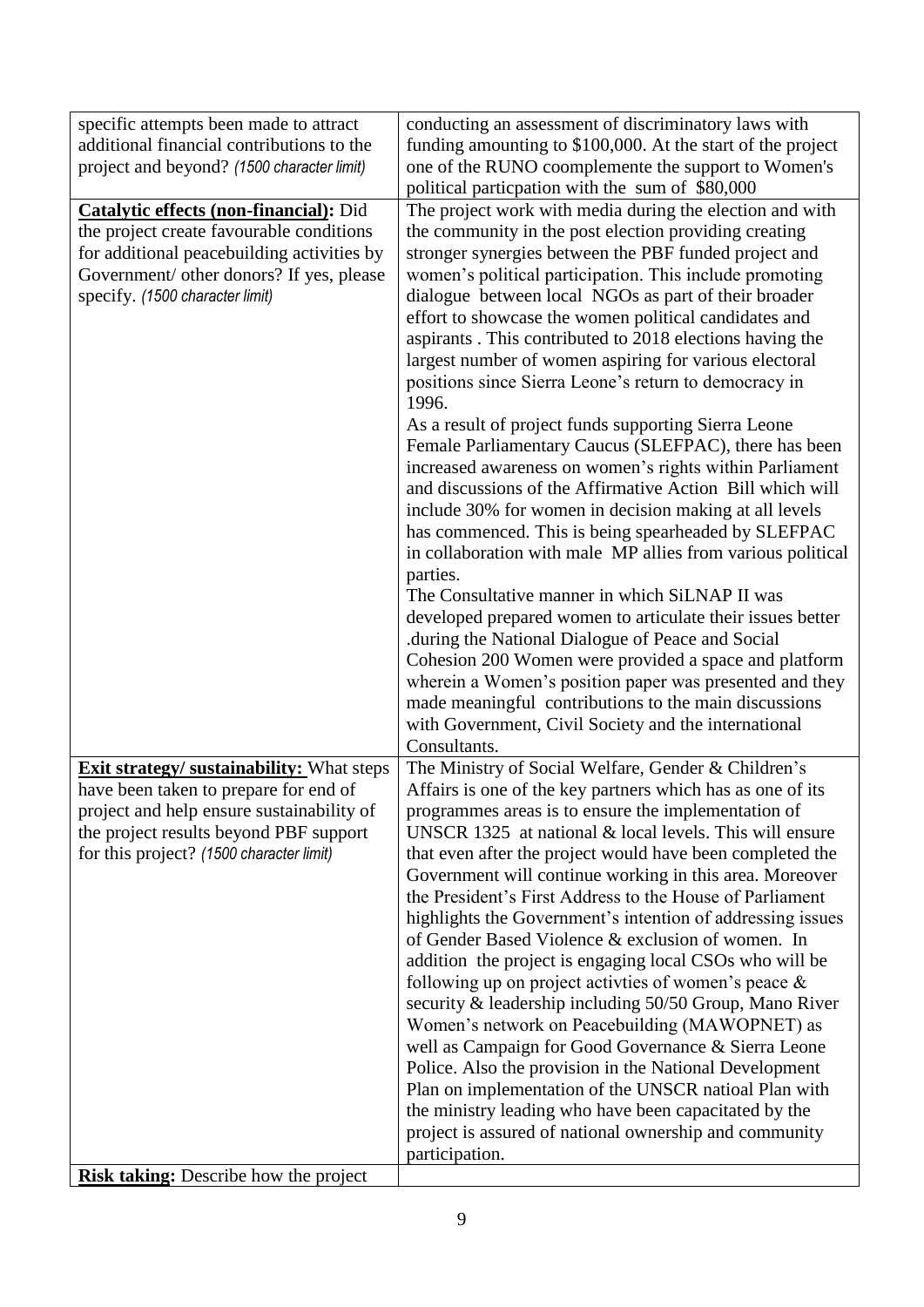| | |
|---|---|
| specific attempts been made to attract additional financial contributions to the project and beyond? *(1500 character limit)* | conducting an assessment of discriminatory laws with funding amounting to $100,000. At the start of the project one of the RUNO coomplemente the support to Women's political particpation with the sum of $80,000 |
| **Catalytic effects (non-financial):** Did the project create favourable conditions for additional peacebuilding activities by Government/ other donors? If yes, please specify. *(1500 character limit)* | The project work with media during the election and with the community in the post election providing creating stronger synergies between the PBF funded project and women's political participation. This include promoting dialogue between local NGOs as part of their broader effort to showcase the women political candidates and aspirants . This contributed to 2018 elections having the largest number of women aspiring for various electoral positions since Sierra Leone's return to democracy in 1996.<br>As a result of project funds supporting Sierra Leone Female Parliamentary Caucus (SLEFPAC), there has been increased awareness on women's rights within Parliament and discussions of the Affirmative Action Bill which will include 30% for women in decision making at all levels has commenced. This is being spearheaded by SLEFPAC in collaboration with male MP allies from various political parties.<br>The Consultative manner in which SiLNAP II was developed prepared women to articulate their issues better .during the National Dialogue of Peace and Social Cohesion 200 Women were provided a space and platform wherein a Women's position paper was presented and they made meaningful contributions to the main discussions with Government, Civil Society and the international Consultants. |
| **Exit strategy/ sustainability:** What steps have been taken to prepare for end of project and help ensure sustainability of the project results beyond PBF support for this project? *(1500 character limit)* | The Ministry of Social Welfare, Gender & Children's Affairs is one of the key partners which has as one of its programmes areas is to ensure the implementation of UNSCR 1325 at national & local levels. This will ensure that even after the project would have been completed the Government will continue working in this area. Moreover the President's First Address to the House of Parliament highlights the Government's intention of addressing issues of Gender Based Violence & exclusion of women. In addition the project is engaging local CSOs who will be following up on project activties of women's peace & security & leadership including 50/50 Group, Mano River Women's network on Peacebuilding (MAWOPNET) as well as Campaign for Good Governance & Sierra Leone Police. Also the provision in the National Development Plan on implementation of the UNSCR natioal Plan with the ministry leading who have been capacitated by the project is assured of national ownership and community participation. |
| **Risk taking:** Describe how the project | |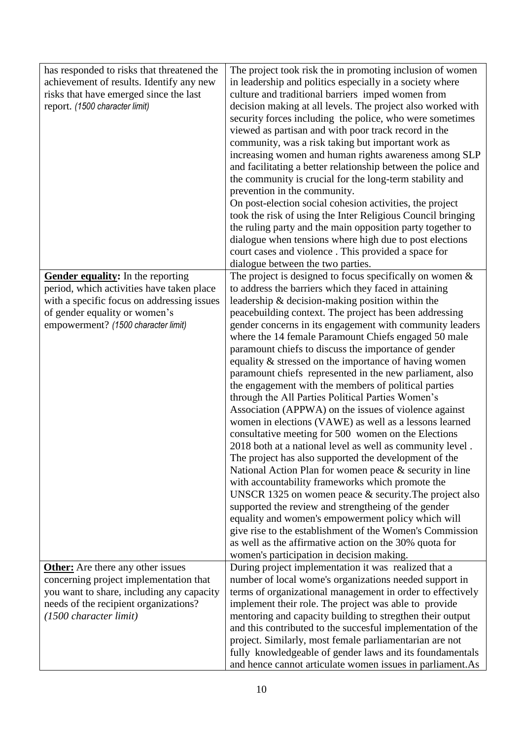| has responded to risks that threatened the achievement of results. Identify any new risks that have emerged since the last report. *(1500 character limit)* | The project took risk the in promoting inclusion of women in leadership and politics especially in a society where culture and traditional barriers imped women from decision making at all levels. The project also worked with security forces including the police, who were sometimes viewed as partisan and with poor track record in the community, was a risk taking but important work as increasing women and human rights awareness among SLP and facilitating a better relationship between the police and the community is crucial for the long-term stability and prevention in the community.<br>On post-election social cohesion activities, the project took the risk of using the Inter Religious Council bringing the ruling party and the main opposition party together to dialogue when tensions where high due to post elections court cases and violence . This provided a space for dialogue between the two parties. |
|---|---|
| **Gender equality:** In the reporting period, which activities have taken place with a specific focus on addressing issues of gender equality or women's empowerment? *(1500 character limit)* | The project is designed to focus specifically on women & to address the barriers which they faced in attaining leadership & decision-making position within the peacebuilding context. The project has been addressing gender concerns in its engagement with community leaders where the 14 female Paramount Chiefs engaged 50 male paramount chiefs to discuss the importance of gender equality & stressed on the importance of having women paramount chiefs represented in the new parliament, also the engagement with the members of political parties through the All Parties Political Parties Women's Association (APPWA) on the issues of violence against women in elections (VAWE) as well as a lessons learned consultative meeting for 500 women on the Elections 2018 both at a national level as well as community level .<br>The project has also supported the development of the National Action Plan for women peace & security in line with accountability frameworks which promote the UNSCR 1325 on women peace & security.The project also supported the review and strengtheing of the gender equality and women's empowerment policy which will give rise to the establishment of the Women's Commission as well as the affirmative action on the 30% quota for women's participation in decision making. |
| **Other:** Are there any other issues concerning project implementation that you want to share, including any capacity needs of the recipient organizations? *(1500 character limit)* | During project implementation it was realized that a number of local wome's organizations needed support in terms of organizational management in order to effectively implement their role. The project was able to provide mentoring and capacity building to stregthen their output and this contributed to the succesful implementation of the project. Similarly, most female parliamentarian are not fully knowledgeable of gender laws and its foundamentals and hence cannot articulate women issues in parliament.As |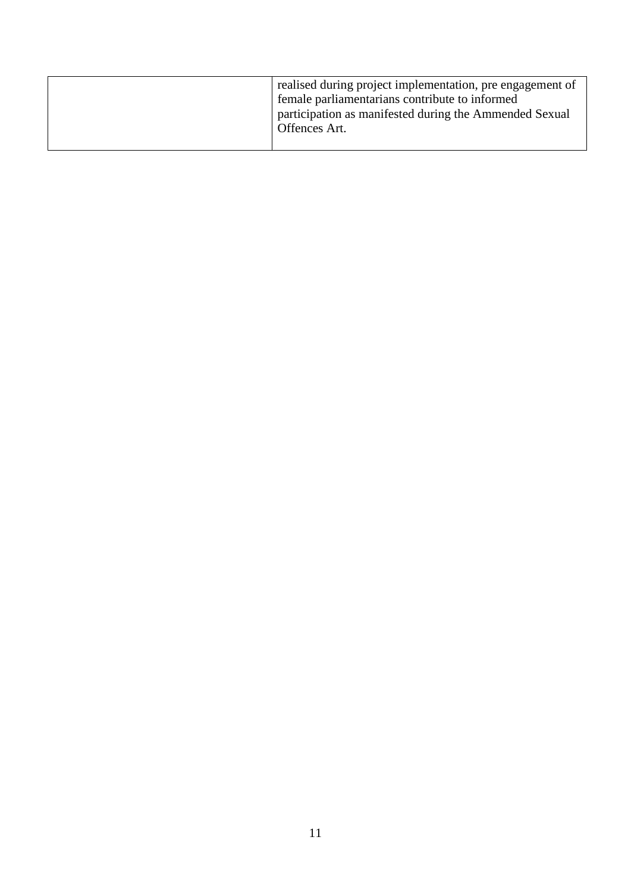|  | realised during project implementation, pre engagement of female parliamentarians contribute to informed participation as manifested during the Ammended Sexual Offences Art. |
| --- | --- |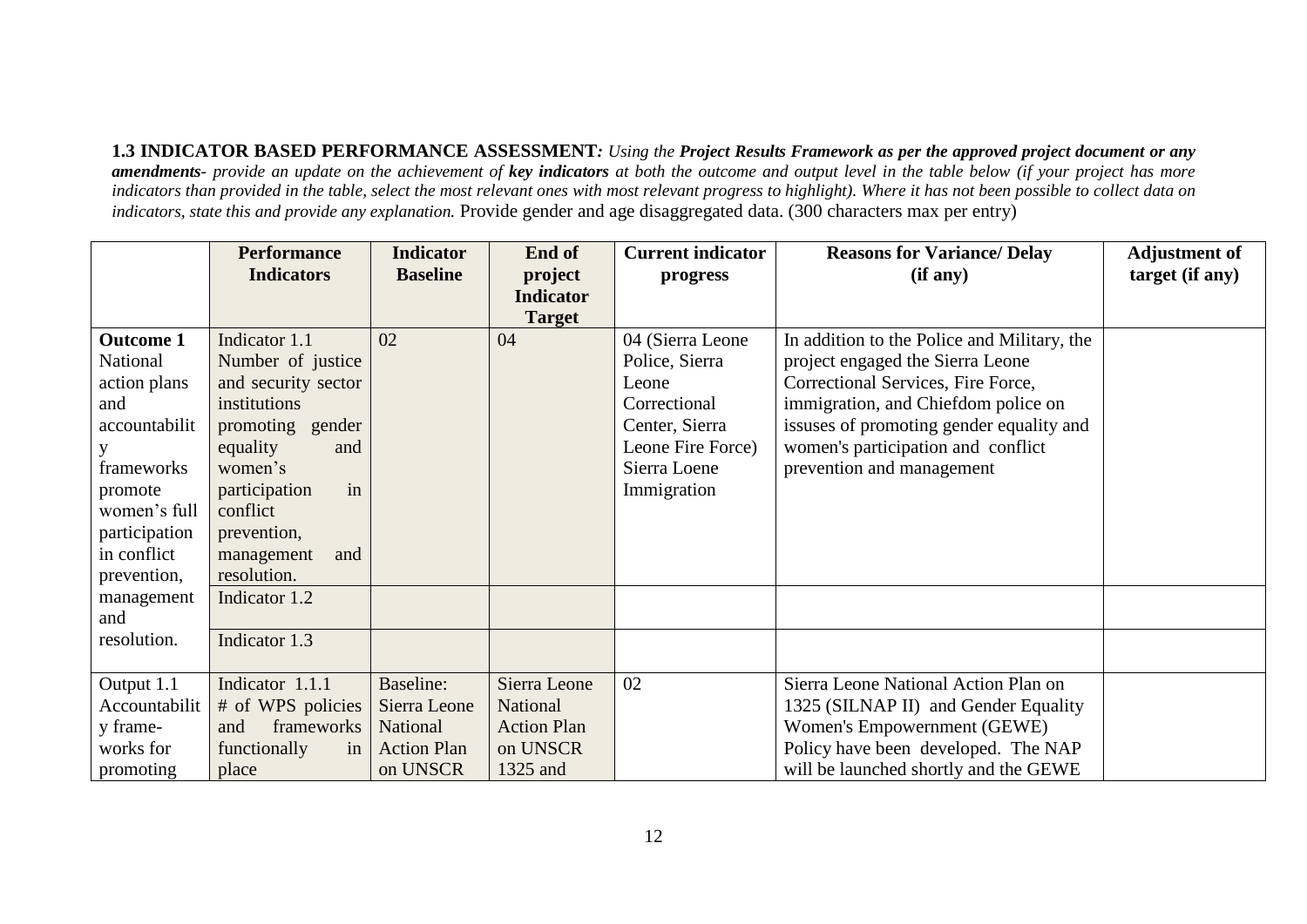**1.3 INDICATOR BASED PERFORMANCE ASSESSMENT***: Using the* ***Project Results Framework as per the approved project document or any amendments****- provide an update on the achievement of* ***key indicators*** *at both the outcome and output level in the table below (if your project has more indicators than provided in the table, select the most relevant ones with most relevant progress to highlight). Where it has not been possible to collect data on indicators, state this and provide any explanation.* Provide gender and age disaggregated data. (300 characters max per entry)

| | Performance Indicators | Indicator Baseline | End of project Indicator Target | Current indicator progress | Reasons for Variance/ Delay (if any) | Adjustment of target (if any) |
|---|---|---|---|---|---|---|
| **Outcome 1** National action plans and accountability frameworks promote women's full participation in conflict prevention, management and resolution. | Indicator 1.1 Number of justice and security sector institutions promoting gender equality and women's participation in conflict prevention, management and resolution. | 02 | 04 | 04 (Sierra Leone Police, Sierra Leone Correctional Center, Sierra Leone Fire Force) Sierra Loene Immigration | In addition to the Police and Military, the project engaged the Sierra Leone Correctional Services, Fire Force, immigration, and Chiefdom police on issuses of promoting gender equality and women's participation and conflict prevention and management | |
| | Indicator 1.2 | | | | | |
| | Indicator 1.3 | | | | | |
| Output 1.1 Accountability frame-works for promoting | Indicator 1.1.1 # of WPS policies and frameworks functionally in place | Baseline: Sierra Leone National Action Plan on UNSCR | Sierra Leone National Action Plan on UNSCR 1325 and | 02 | Sierra Leone National Action Plan on 1325 (SILNAP II) and Gender Equality Women's Empowernment (GEWE) Policy have been developed. The NAP will be launched shortly and the GEWE | |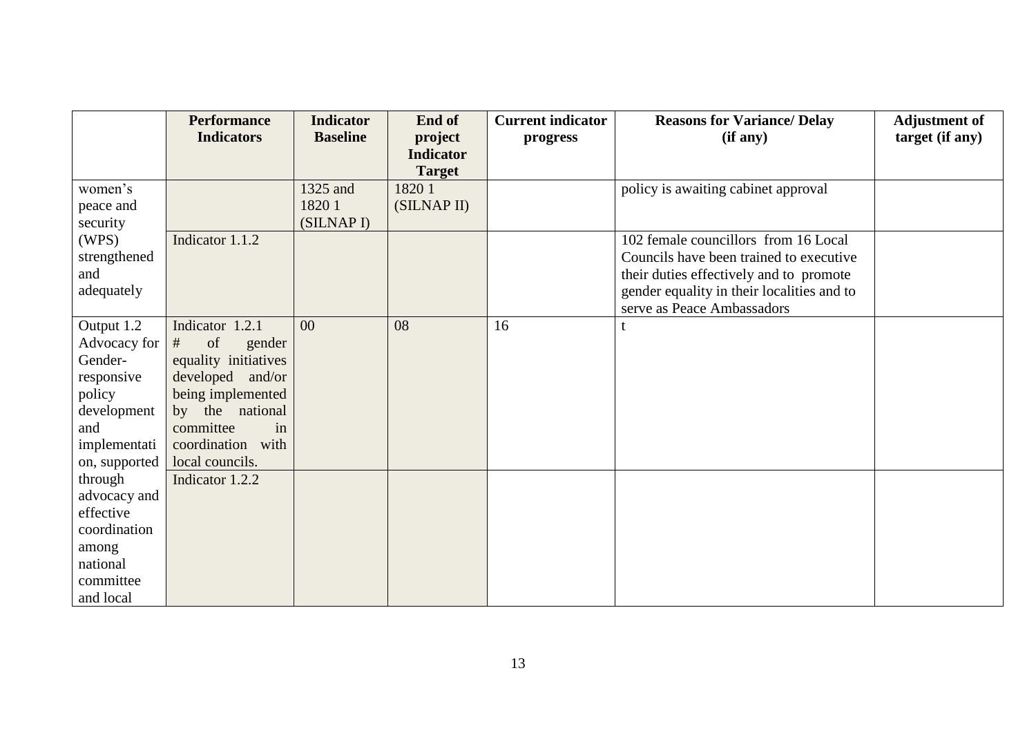| | Performance Indicators | Indicator Baseline | End of project Indicator Target | Current indicator progress | Reasons for Variance/ Delay (if any) | Adjustment of target (if any) |
|---|---|---|---|---|---|---|
| women's peace and security | | 1325 and 1820 1 (SILNAP I) | 1820 1 (SILNAP II) | | policy is awaiting cabinet approval | |
| (WPS) strengthened and adequately | Indicator 1.1.2 | | | | 102 female councillors from 16 Local Councils have been trained to executive their duties effectively and to promote gender equality in their localities and to serve as Peace Ambassadors | |
| Output 1.2 Advocacy for Gender-responsive policy development and implementation, supported | Indicator 1.2.1 # of gender equality initiatives developed and/or being implemented by the national committee in coordination with local councils. | 00 | 08 | 16 | t | |
| through advocacy and effective coordination among national committee and local | Indicator 1.2.2 | | | | | |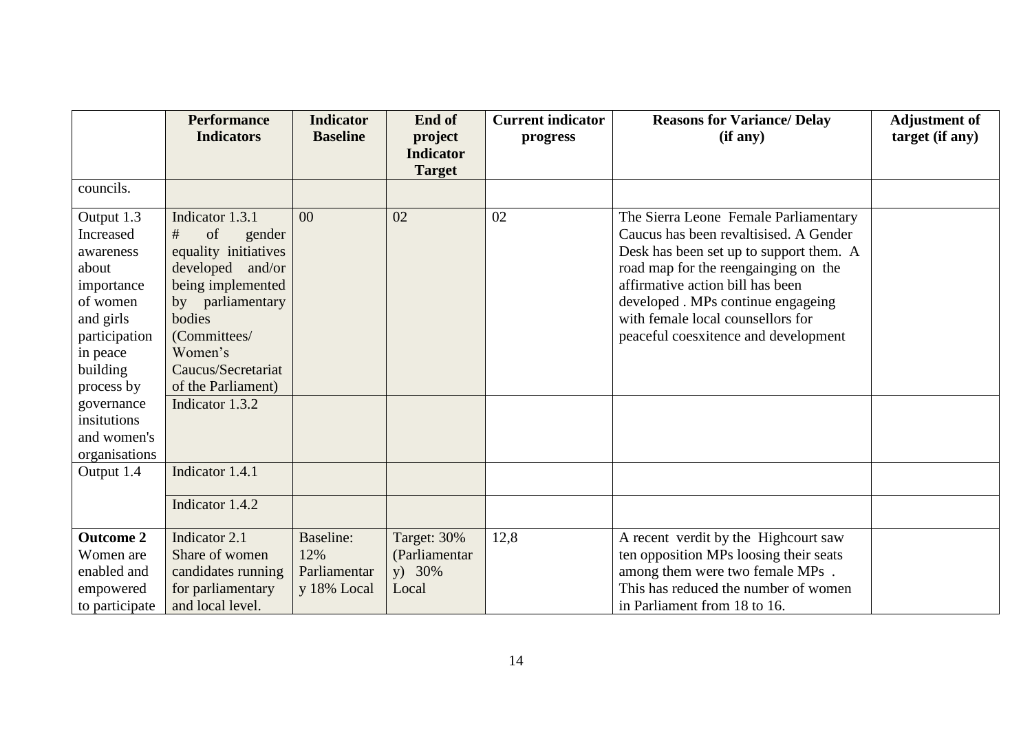| | Performance Indicators | Indicator Baseline | End of project Indicator Target | Current indicator progress | Reasons for Variance/ Delay (if any) | Adjustment of target (if any) |
|---|---|---|---|---|---|---|
| councils. | | | | | | |
| Output 1.3 Increased awareness about importance of women and girls participation in peace building process by governance insitutions and women's organisations | Indicator 1.3.1 # of gender equality initiatives developed and/or being implemented by parliamentary bodies (Committees/ Women's Caucus/Secretariat of the Parliament) | 00 | 02 | 02 | The Sierra Leone Female Parliamentary Caucus has been revaltisised. A Gender Desk has been set up to support them. A road map for the reengainging on the affirmative action bill has been developed . MPs continue engageing with female local counsellors for peaceful coesxitence and development | |
| | Indicator 1.3.2 | | | | | |
| Output 1.4 | Indicator 1.4.1 | | | | | |
| | Indicator 1.4.2 | | | | | |
| **Outcome 2** Women are enabled and empowered to participate | Indicator 2.1 Share of women candidates running for parliamentary and local level. | Baseline: 12% Parliamentary 18% Local | Target: 30% (Parliamentary) 30% Local | 12,8 | A recent verdit by the Highcourt saw ten opposition MPs loosing their seats among them were two female MPs . This has reduced the number of women in Parliament from 18 to 16. | |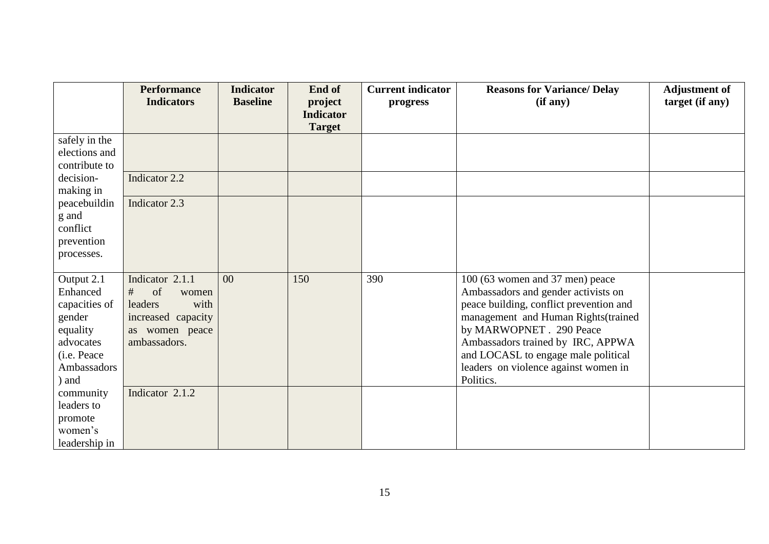| | Performance Indicators | Indicator Baseline | End of project Indicator Target | Current indicator progress | Reasons for Variance/ Delay (if any) | Adjustment of target (if any) |
|---|---|---|---|---|---|---|
| safely in the elections and contribute to decision-making in peacebuilding and conflict prevention processes. | | | | | | |
| | Indicator 2.2 | | | | | |
| | Indicator 2.3 | | | | | |
| Output 2.1 Enhanced capacities of gender equality advocates (i.e. Peace Ambassadors) and community leaders to promote women's leadership in | Indicator 2.1.1 # of women leaders with increased capacity as women peace ambassadors. | 00 | 150 | 390 | 100 (63 women and 37 men) peace Ambassadors and gender activists on peace building, conflict prevention and management and Human Rights(trained by MARWOPNET . 290 Peace Ambassadors trained by IRC, APPWA and LOCASL to engage male political leaders on violence against women in Politics. | |
| | Indicator 2.1.2 | | | | | |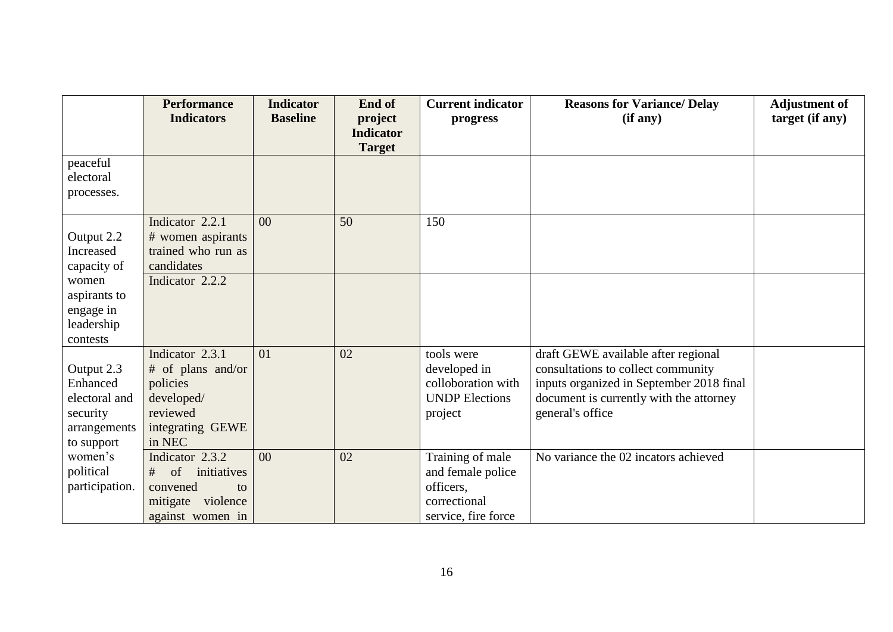| | Performance Indicators | Indicator Baseline | End of project Indicator Target | Current indicator progress | Reasons for Variance/ Delay (if any) | Adjustment of target (if any) |
|---|---|---|---|---|---|---|
| peaceful electoral processes. | | | | | | |
| Output 2.2 Increased capacity of women aspirants to engage in leadership contests | Indicator 2.2.1 # women aspirants trained who run as candidates | 00 | 50 | 150 | | |
| | Indicator 2.2.2 | | | | | |
| Output 2.3 Enhanced electoral and security arrangements to support women's political participation. | Indicator 2.3.1 # of plans and/or policies developed/ reviewed integrating GEWE in NEC | 01 | 02 | tools were developed in colloboration with UNDP Elections project | draft GEWE available after regional consultations to collect community inputs organized in September 2018 final document is currently with the attorney general's office | |
| | Indicator 2.3.2 # of initiatives convened to mitigate violence against women in | 00 | 02 | Training of male and female police officers, correctional service, fire force | No variance the 02 incators achieved | |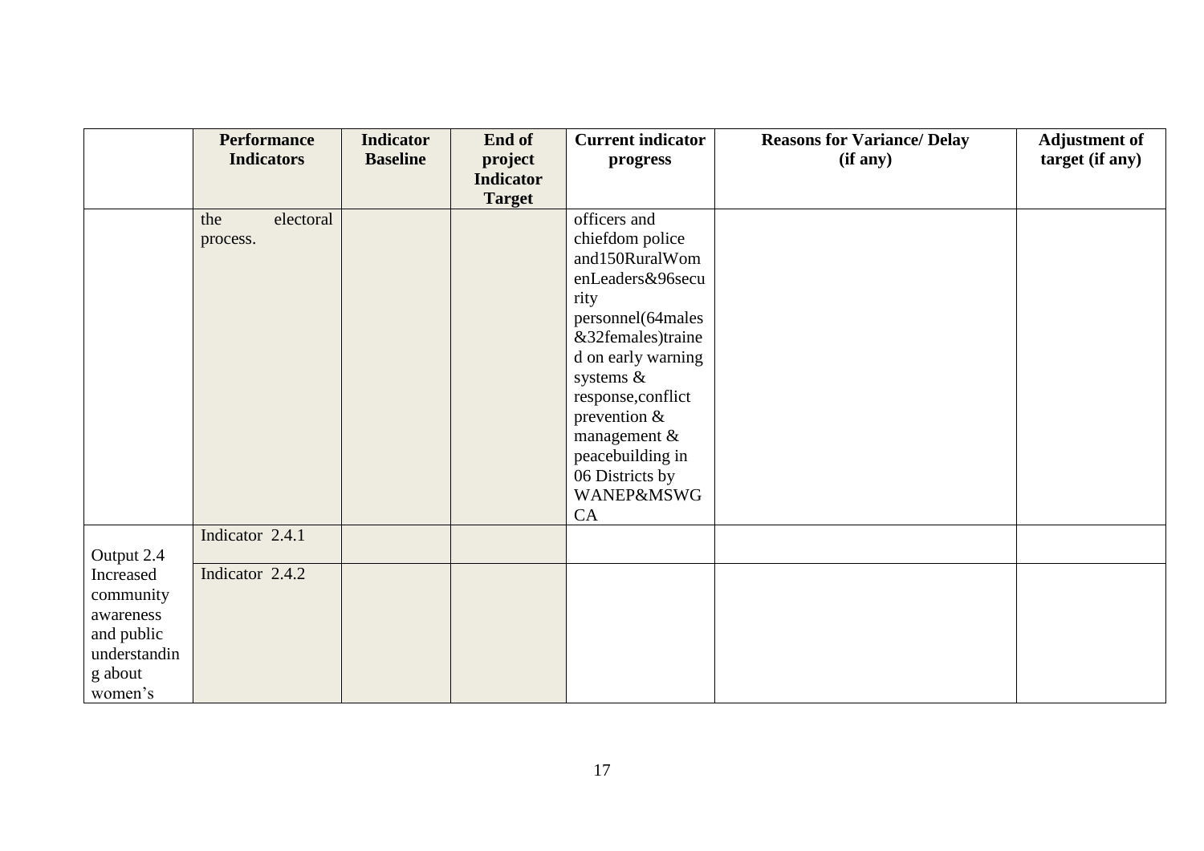|  | Performance Indicators | Indicator Baseline | End of project Indicator Target | Current indicator progress | Reasons for Variance/ Delay (if any) | Adjustment of target (if any) |
|---|---|---|---|---|---|---|
|  | the electoral process. |  |  | officers and chiefdom police and150RuralWomenLeaders&96security personnel(64males&32females)trained on early warning systems & response,conflict prevention & management & peacebuilding in 06 Districts by WANEP&MSWGCA |  |  |
| Output 2.4 Increased community awareness and public understanding about women's | Indicator 2.4.1 |  |  |  |  |  |
|  | Indicator 2.4.2 |  |  |  |  |  |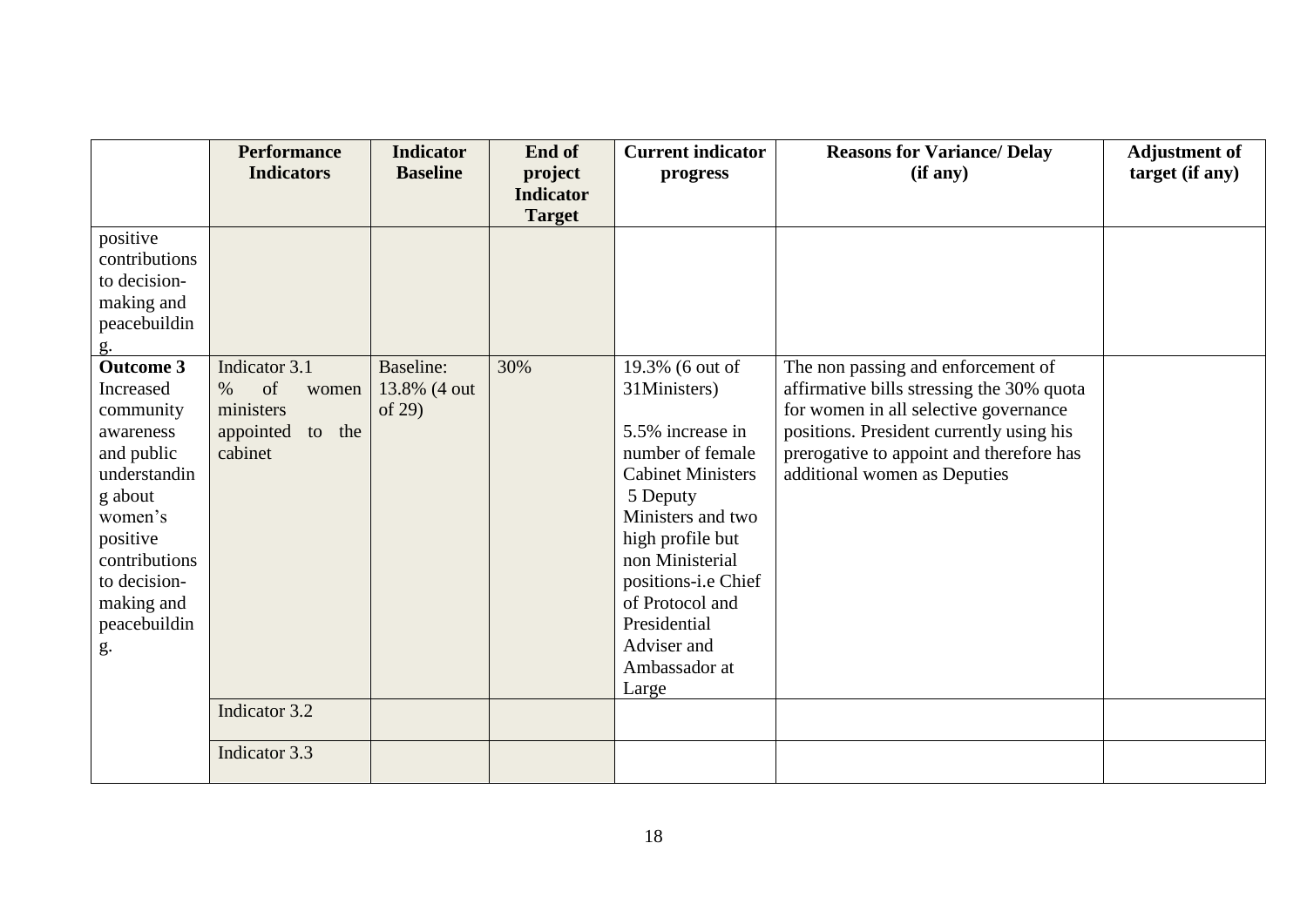| | Performance Indicators | Indicator Baseline | End of project Indicator Target | Current indicator progress | Reasons for Variance/ Delay (if any) | Adjustment of target (if any) |
|---|---|---|---|---|---|---|
| positive contributions to decision-making and peacebuilding. | | | | | | |
| **Outcome 3** Increased community awareness and public understanding about women's positive contributions to decision-making and peacebuilding. | Indicator 3.1 % of women ministers appointed to the cabinet | Baseline: 13.8% (4 out of 29) | 30% | 19.3% (6 out of 31Ministers)<br><br>5.5% increase in number of female Cabinet Ministers 5 Deputy Ministers and two high profile but non Ministerial positions-i.e Chief of Protocol and Presidential Adviser and Ambassador at Large | The non passing and enforcement of affirmative bills stressing the 30% quota for women in all selective governance positions. President currently using his prerogative to appoint and therefore has additional women as Deputies | |
| | Indicator 3.2 | | | | | |
| | Indicator 3.3 | | | | | |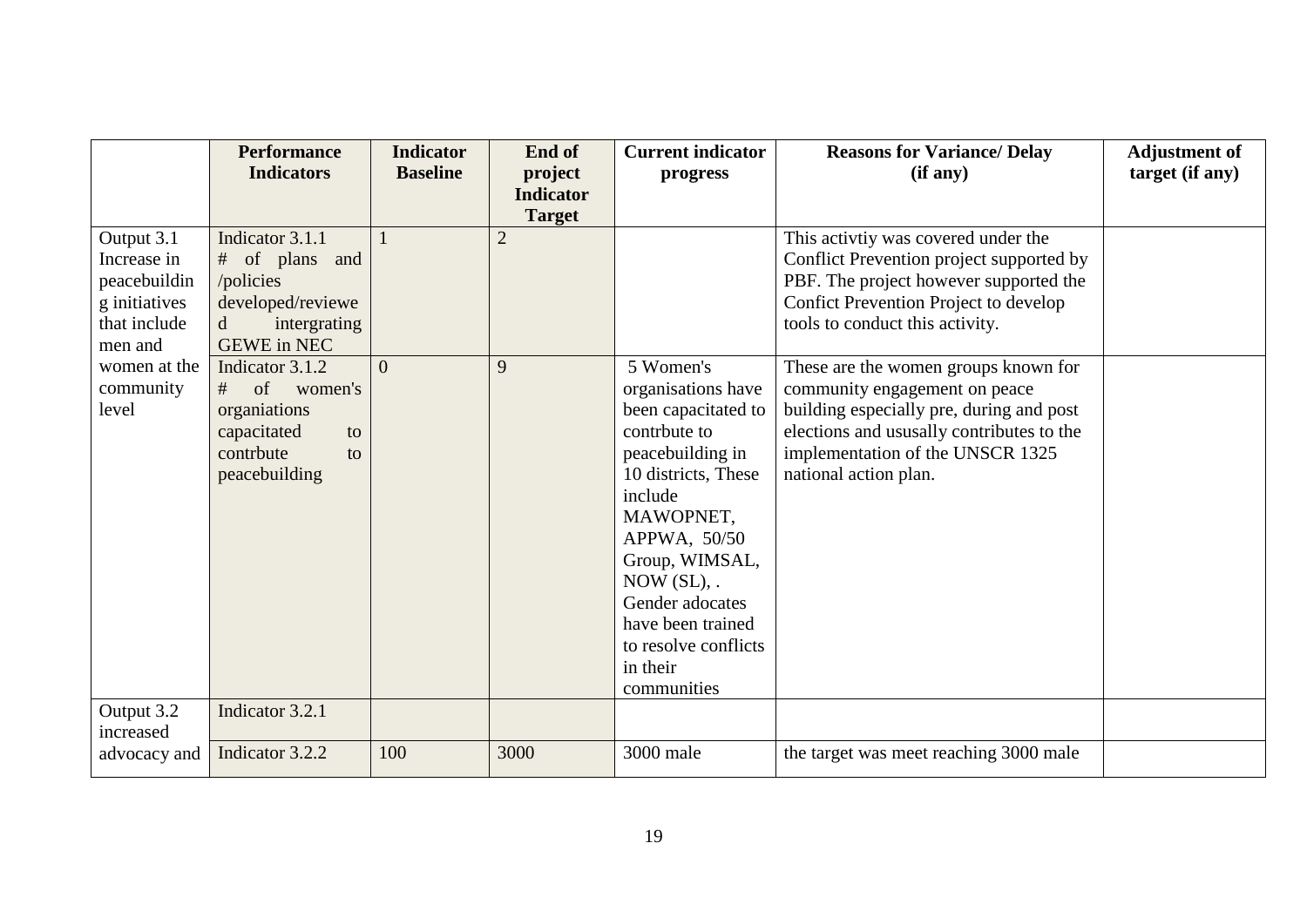| | Performance Indicators | Indicator Baseline | End of project Indicator Target | Current indicator progress | Reasons for Variance/ Delay (if any) | Adjustment of target (if any) |
|---|---|---|---|---|---|---|
| Output 3.1 Increase in peacebuilding initiatives that include men and women at the community level | Indicator 3.1.1 # of plans and /policies developed/reviewed intergrating GEWE in NEC | 1 | 2 | | This activtiy was covered under the Conflict Prevention project supported by PBF. The project however supported the Confict Prevention Project to develop tools to conduct this activity. | |
| | Indicator 3.1.2 # of women's organiations capacitated to contrbute to peacebuilding | 0 | 9 | 5 Women's organisations have been capacitated to contrbute to peacebuilding in 10 districts, These include MAWOPNET, APPWA, 50/50 Group, WIMSAL, NOW (SL), . Gender adocates have been trained to resolve conflicts in their communities | These are the women groups known for community engagement on peace building especially pre, during and post elections and ususally contributes to the implementation of the UNSCR 1325 national action plan. | |
| Output 3.2 increased advocacy and | Indicator 3.2.1 | | | | | |
| | Indicator 3.2.2 | 100 | 3000 | 3000 male | the target was meet reaching 3000 male | |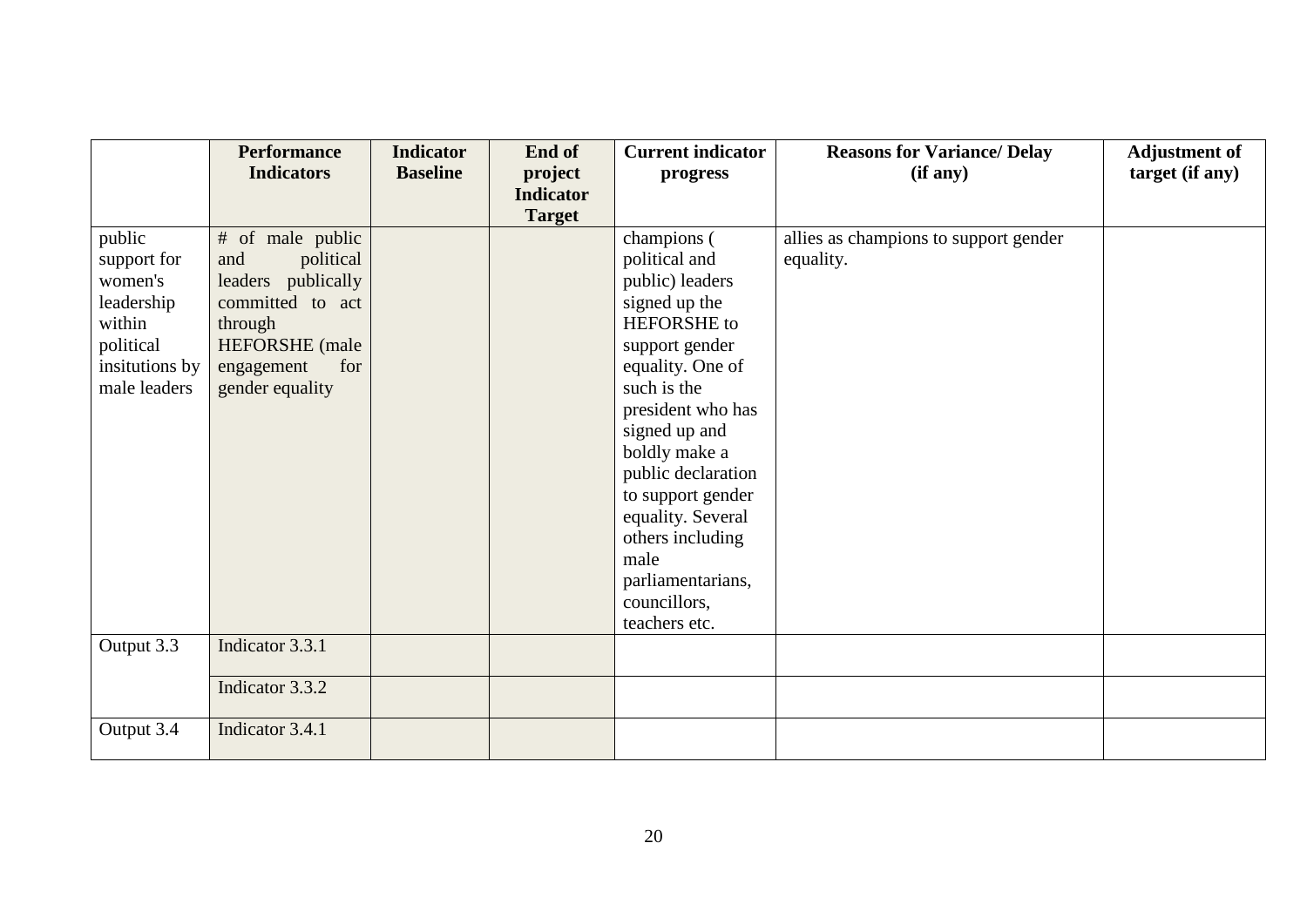| | Performance Indicators | Indicator Baseline | End of project Indicator Target | Current indicator progress | Reasons for Variance/ Delay (if any) | Adjustment of target (if any) |
|---|---|---|---|---|---|---|
| public support for women's leadership within political insitutions by male leaders | # of male public and political leaders publically committed to act through HEFORSHE (male engagement for gender equality | | | champions ( political and public) leaders signed up the HEFORSHE to support gender equality. One of such is the president who has signed up and boldly make a public declaration to support gender equality. Several others including male parliamentarians, councillors, teachers etc. | allies as champions to support gender equality. | |
| Output 3.3 | Indicator 3.3.1 | | | | | |
| | Indicator 3.3.2 | | | | | |
| Output 3.4 | Indicator 3.4.1 | | | | | |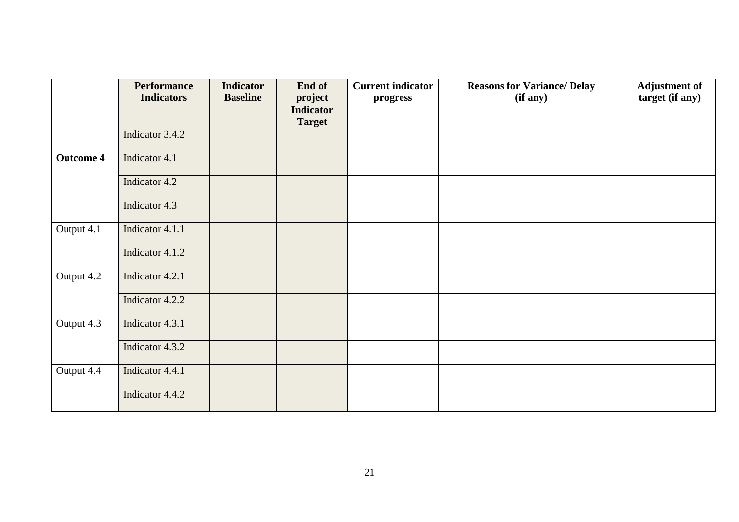| | **Performance Indicators** | **Indicator Baseline** | **End of project Indicator Target** | **Current indicator progress** | **Reasons for Variance/ Delay (if any)** | **Adjustment of target (if any)** |
|---|---|---|---|---|---|---|
| | Indicator 3.4.2 | | | | | |
| **Outcome 4** | Indicator 4.1 | | | | | |
| | Indicator 4.2 | | | | | |
| | Indicator 4.3 | | | | | |
| Output 4.1 | Indicator 4.1.1 | | | | | |
| | Indicator 4.1.2 | | | | | |
| Output 4.2 | Indicator 4.2.1 | | | | | |
| | Indicator 4.2.2 | | | | | |
| Output 4.3 | Indicator 4.3.1 | | | | | |
| | Indicator 4.3.2 | | | | | |
| Output 4.4 | Indicator 4.4.1 | | | | | |
| | Indicator 4.4.2 | | | | | |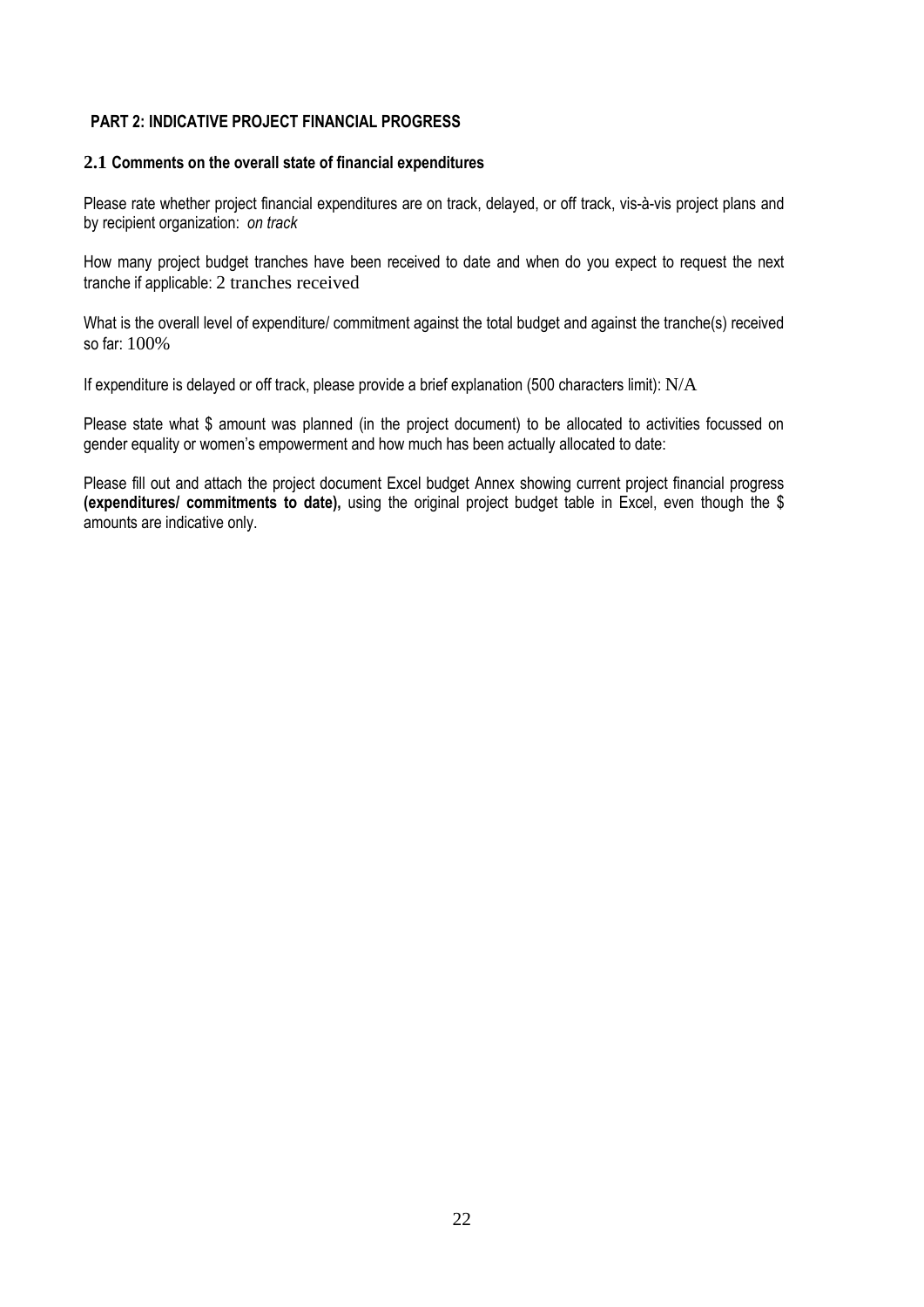## PART 2: INDICATIVE PROJECT FINANCIAL PROGRESS

### 2.1 Comments on the overall state of financial expenditures

Please rate whether project financial expenditures are on track, delayed, or off track, vis-à-vis project plans and by recipient organization: *on track*

How many project budget tranches have been received to date and when do you expect to request the next tranche if applicable: 2 tranches received

What is the overall level of expenditure/ commitment against the total budget and against the tranche(s) received so far: 100%

If expenditure is delayed or off track, please provide a brief explanation (500 characters limit): N/A

Please state what $ amount was planned (in the project document) to be allocated to activities focussed on gender equality or women's empowerment and how much has been actually allocated to date:

Please fill out and attach the project document Excel budget Annex showing current project financial progress **(expenditures/ commitments to date),** using the original project budget table in Excel, even though the $ amounts are indicative only.